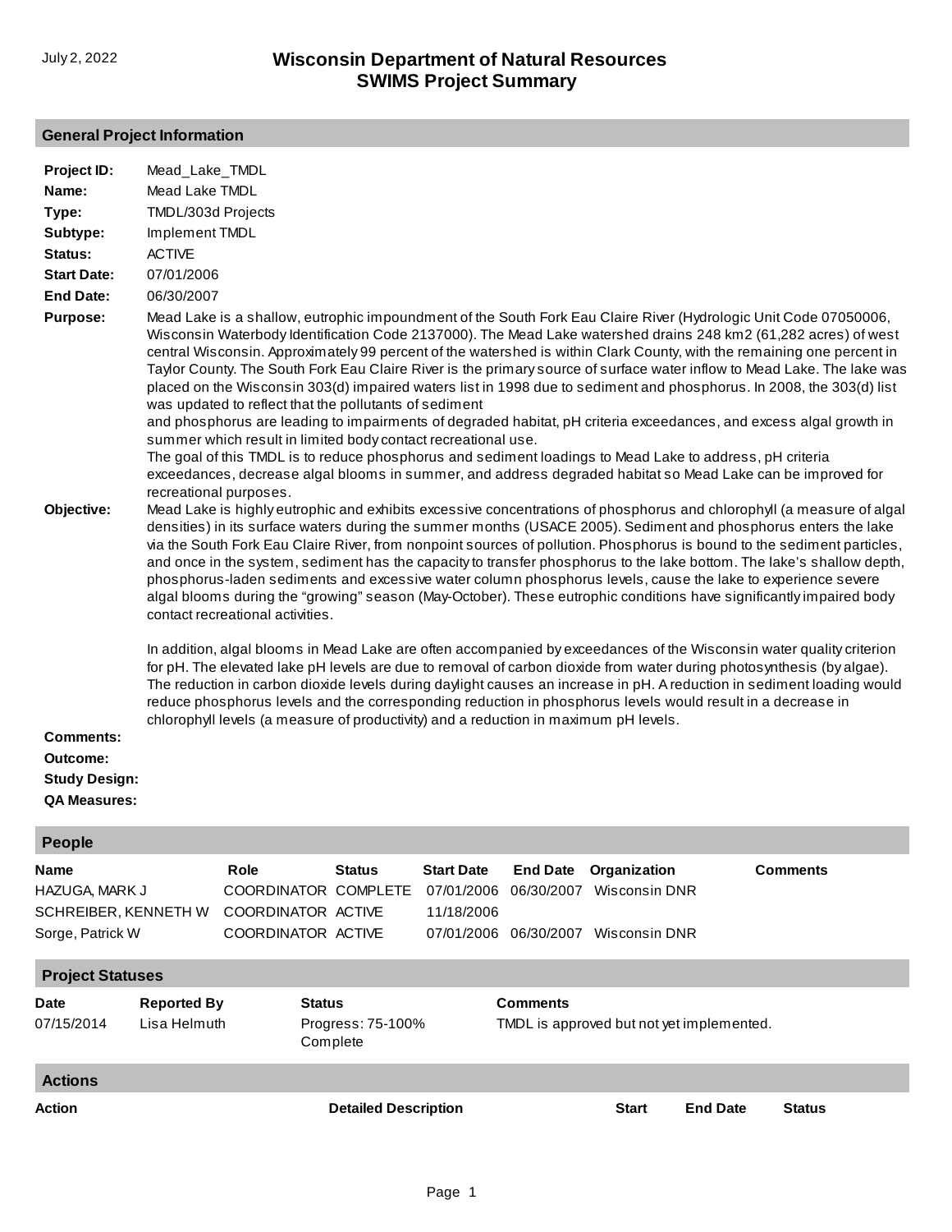July 2, 2022

# Wisconsin Department of Natural Resources
# SWIMS Project Summary

## General Project Information

**Project ID:** Mead_Lake_TMDL

**Name:** Mead Lake TMDL

**Type:** TMDL/303d Projects

**Subtype:** Implement TMDL

**Status:** ACTIVE

**Start Date:** 07/01/2006

**End Date:** 06/30/2007

**Purpose:** Mead Lake is a shallow, eutrophic impoundment of the South Fork Eau Claire River (Hydrologic Unit Code 07050006, Wisconsin Waterbody Identification Code 2137000). The Mead Lake watershed drains 248 km2 (61,282 acres) of west central Wisconsin. Approximately 99 percent of the watershed is within Clark County, with the remaining one percent in Taylor County. The South Fork Eau Claire River is the primary source of surface water inflow to Mead Lake. The lake was placed on the Wisconsin 303(d) impaired waters list in 1998 due to sediment and phosphorus. In 2008, the 303(d) list was updated to reflect that the pollutants of sediment
and phosphorus are leading to impairments of degraded habitat, pH criteria exceedances, and excess algal growth in summer which result in limited body contact recreational use.
The goal of this TMDL is to reduce phosphorus and sediment loadings to Mead Lake to address, pH criteria exceedances, decrease algal blooms in summer, and address degraded habitat so Mead Lake can be improved for recreational purposes.

**Objective:** Mead Lake is highly eutrophic and exhibits excessive concentrations of phosphorus and chlorophyll (a measure of algal densities) in its surface waters during the summer months (USACE 2005). Sediment and phosphorus enters the lake via the South Fork Eau Claire River, from nonpoint sources of pollution. Phosphorus is bound to the sediment particles, and once in the system, sediment has the capacity to transfer phosphorus to the lake bottom. The lake's shallow depth, phosphorus-laden sediments and excessive water column phosphorus levels, cause the lake to experience severe algal blooms during the "growing" season (May-October). These eutrophic conditions have significantly impaired body contact recreational activities.

In addition, algal blooms in Mead Lake are often accompanied by exceedances of the Wisconsin water quality criterion for pH. The elevated lake pH levels are due to removal of carbon dioxide from water during photosynthesis (by algae). The reduction in carbon dioxide levels during daylight causes an increase in pH. A reduction in sediment loading would reduce phosphorus levels and the corresponding reduction in phosphorus levels would result in a decrease in chlorophyll levels (a measure of productivity) and a reduction in maximum pH levels.

**Comments:**

**Outcome:**

**Study Design:**

**QA Measures:**

## People

| Name | Role | Status | Start Date | End Date | Organization | Comments |
|---|---|---|---|---|---|---|
| HAZUGA, MARK J | COORDINATOR | COMPLETE | 07/01/2006 | 06/30/2007 | Wisconsin DNR | |
| SCHREIBER, KENNETH W | COORDINATOR | ACTIVE | 11/18/2006 | | | |
| Sorge, Patrick W | COORDINATOR | ACTIVE | 07/01/2006 | 06/30/2007 | Wisconsin DNR | |

## Project Statuses

| Date | Reported By | Status | Comments |
|---|---|---|---|
| 07/15/2014 | Lisa Helmuth | Progress: 75-100% Complete | TMDL is approved but not yet implemented. |

## Actions

| Action | Detailed Description | Start | End Date | Status |
|---|---|---|---|---|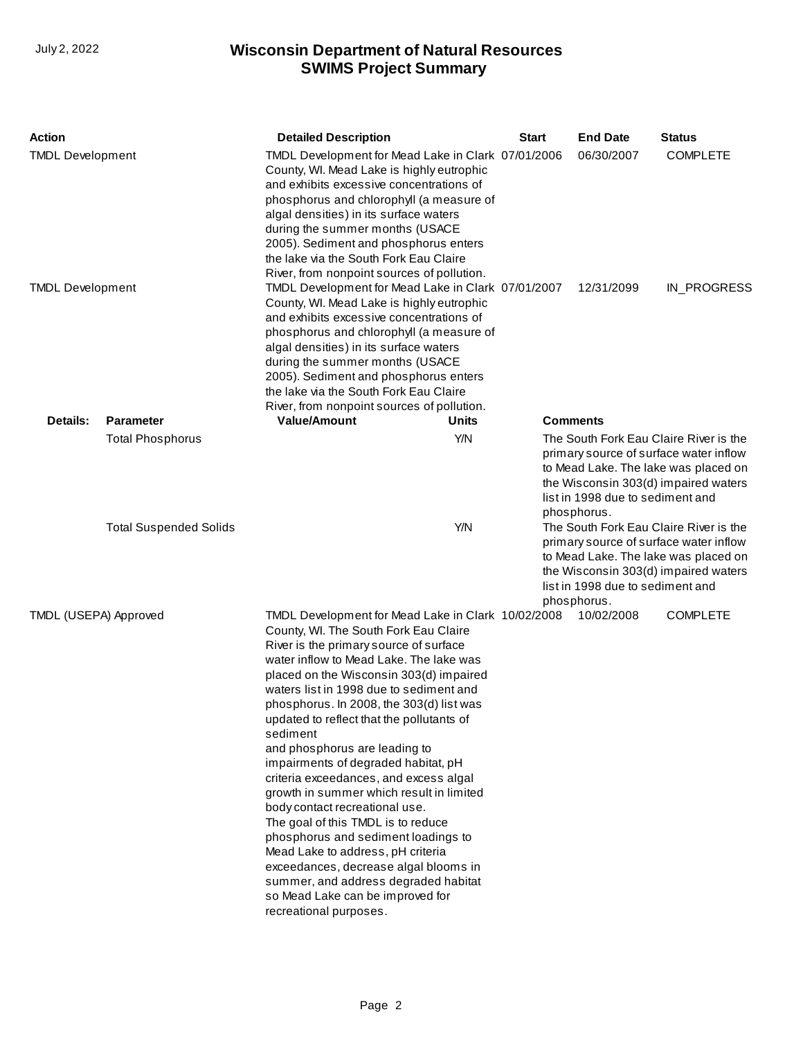| Action | Detailed Description | Start | End Date | Status |
|---|---|---|---|---|
| TMDL Development | TMDL Development for Mead Lake in Clark County, WI. Mead Lake is highly eutrophic and exhibits excessive concentrations of phosphorus and chlorophyll (a measure of algal densities) in its surface waters during the summer months (USACE 2005). Sediment and phosphorus enters the lake via the South Fork Eau Claire River, from nonpoint sources of pollution. | 07/01/2006 | 06/30/2007 | COMPLETE |
| TMDL Development | TMDL Development for Mead Lake in Clark County, WI. Mead Lake is highly eutrophic and exhibits excessive concentrations of phosphorus and chlorophyll (a measure of algal densities) in its surface waters during the summer months (USACE 2005). Sediment and phosphorus enters the lake via the South Fork Eau Claire River, from nonpoint sources of pollution. | 07/01/2007 | 12/31/2099 | IN_PROGRESS |

| Details: | Parameter | Value/Amount | Units | Comments |
|---|---|---|---|---|
| | Total Phosphorus | | Y/N | The South Fork Eau Claire River is the primary source of surface water inflow to Mead Lake. The lake was placed on the Wisconsin 303(d) impaired waters list in 1998 due to sediment and phosphorus. |
| | Total Suspended Solids | | Y/N | The South Fork Eau Claire River is the primary source of surface water inflow to Mead Lake. The lake was placed on the Wisconsin 303(d) impaired waters list in 1998 due to sediment and phosphorus. |

| Action | Detailed Description | Start | End Date | Status |
|---|---|---|---|---|
| TMDL (USEPA) Approved | TMDL Development for Mead Lake in Clark County, WI. The South Fork Eau Claire River is the primary source of surface water inflow to Mead Lake. The lake was placed on the Wisconsin 303(d) impaired waters list in 1998 due to sediment and phosphorus. In 2008, the 303(d) list was updated to reflect that the pollutants of sediment and phosphorus are leading to impairments of degraded habitat, pH criteria exceedances, and excess algal growth in summer which result in limited body contact recreational use. The goal of this TMDL is to reduce phosphorus and sediment loadings to Mead Lake to address, pH criteria exceedances, decrease algal blooms in summer, and address degraded habitat so Mead Lake can be improved for recreational purposes. | 10/02/2008 | 10/02/2008 | COMPLETE |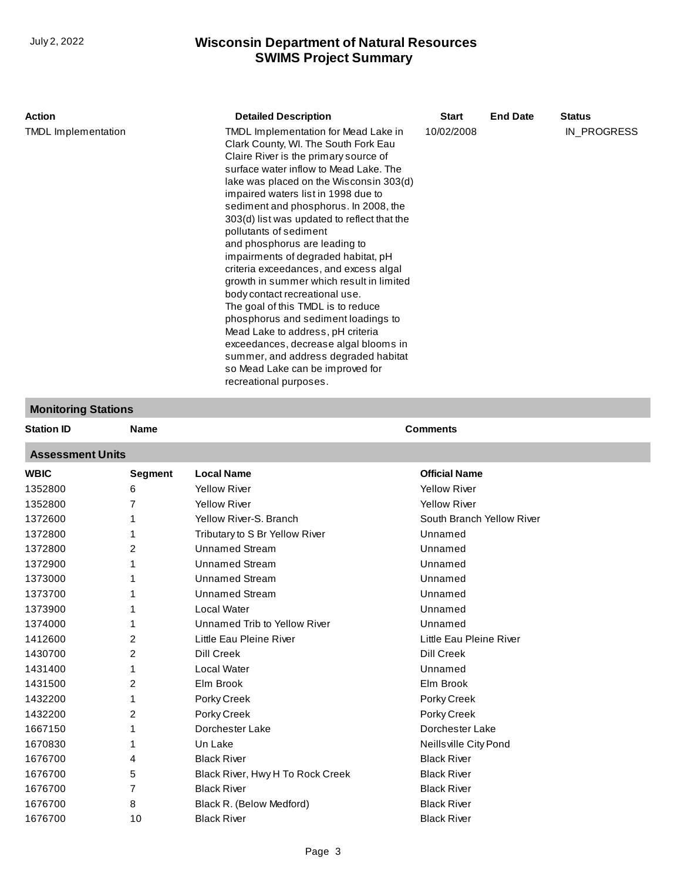| Action | Detailed Description | Start | End Date | Status |
|---|---|---|---|---|
| TMDL Implementation | TMDL Implementation for Mead Lake in Clark County, WI. The South Fork Eau Claire River is the primary source of surface water inflow to Mead Lake. The lake was placed on the Wisconsin 303(d) impaired waters list in 1998 due to sediment and phosphorus. In 2008, the 303(d) list was updated to reflect that the pollutants of sediment and phosphorus are leading to impairments of degraded habitat, pH criteria exceedances, and excess algal growth in summer which result in limited body contact recreational use. The goal of this TMDL is to reduce phosphorus and sediment loadings to Mead Lake to address, pH criteria exceedances, decrease algal blooms in summer, and address degraded habitat so Mead Lake can be improved for recreational purposes. | 10/02/2008 | | IN_PROGRESS |

## Monitoring Stations

| Station ID | Name | Comments |
|---|---|---|

## Assessment Units

| WBIC | Segment | Local Name | Official Name |
|---|---|---|---|
| 1352800 | 6 | Yellow River | Yellow River |
| 1352800 | 7 | Yellow River | Yellow River |
| 1372600 | 1 | Yellow River-S. Branch | South Branch Yellow River |
| 1372800 | 1 | Tributary to S Br Yellow River | Unnamed |
| 1372800 | 2 | Unnamed Stream | Unnamed |
| 1372900 | 1 | Unnamed Stream | Unnamed |
| 1373000 | 1 | Unnamed Stream | Unnamed |
| 1373700 | 1 | Unnamed Stream | Unnamed |
| 1373900 | 1 | Local Water | Unnamed |
| 1374000 | 1 | Unnamed Trib to Yellow River | Unnamed |
| 1412600 | 2 | Little Eau Pleine River | Little Eau Pleine River |
| 1430700 | 2 | Dill Creek | Dill Creek |
| 1431400 | 1 | Local Water | Unnamed |
| 1431500 | 2 | Elm Brook | Elm Brook |
| 1432200 | 1 | Porky Creek | Porky Creek |
| 1432200 | 2 | Porky Creek | Porky Creek |
| 1667150 | 1 | Dorchester Lake | Dorchester Lake |
| 1670830 | 1 | Un Lake | Neillsville City Pond |
| 1676700 | 4 | Black River | Black River |
| 1676700 | 5 | Black River, Hwy H To Rock Creek | Black River |
| 1676700 | 7 | Black River | Black River |
| 1676700 | 8 | Black R. (Below Medford) | Black River |
| 1676700 | 10 | Black River | Black River |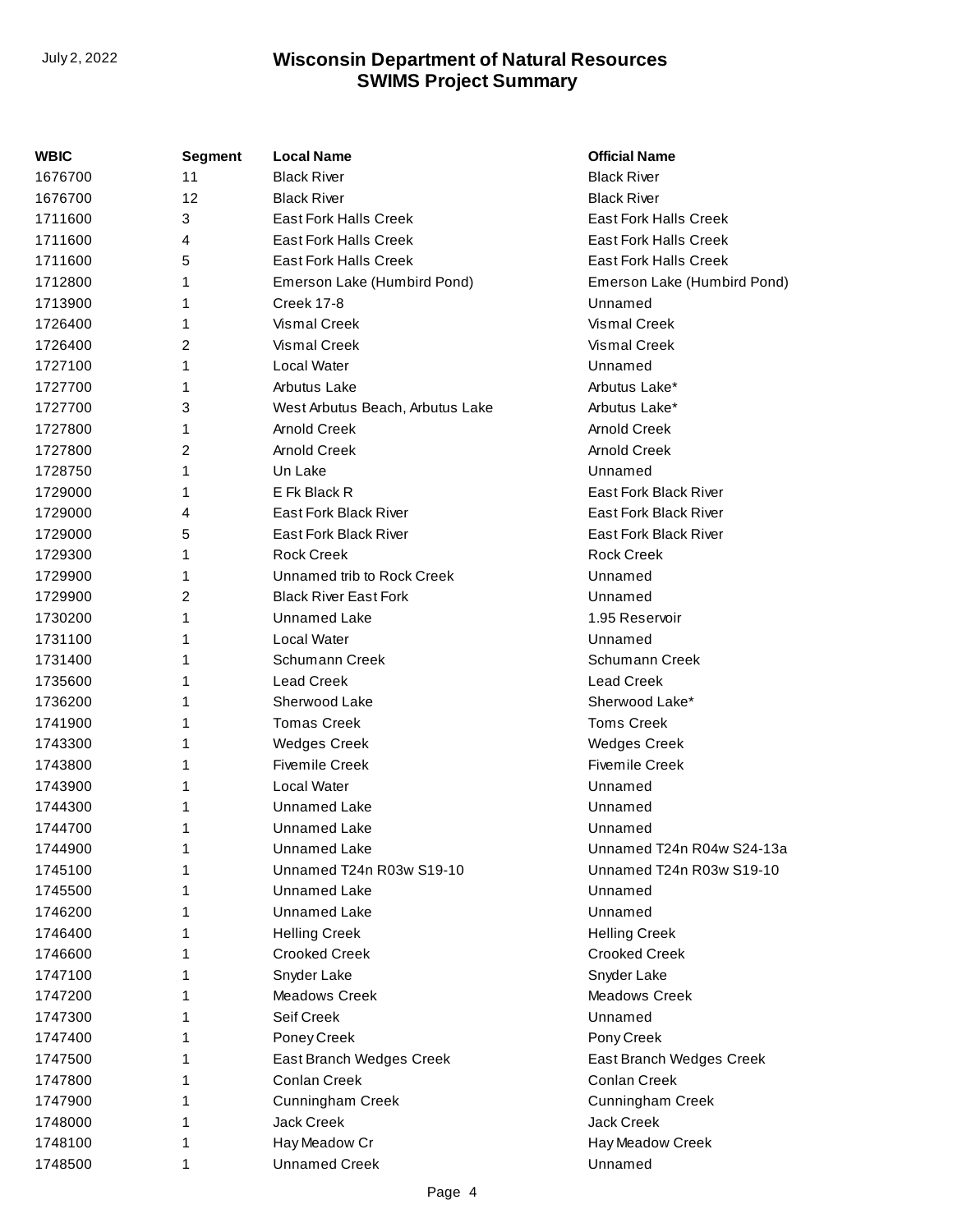| WBIC | Segment | Local Name | Official Name |
|---|---|---|---|
| 1676700 | 11 | Black River | Black River |
| 1676700 | 12 | Black River | Black River |
| 1711600 | 3 | East Fork Halls Creek | East Fork Halls Creek |
| 1711600 | 4 | East Fork Halls Creek | East Fork Halls Creek |
| 1711600 | 5 | East Fork Halls Creek | East Fork Halls Creek |
| 1712800 | 1 | Emerson Lake (Humbird Pond) | Emerson Lake (Humbird Pond) |
| 1713900 | 1 | Creek 17-8 | Unnamed |
| 1726400 | 1 | Vismal Creek | Vismal Creek |
| 1726400 | 2 | Vismal Creek | Vismal Creek |
| 1727100 | 1 | Local Water | Unnamed |
| 1727700 | 1 | Arbutus Lake | Arbutus Lake* |
| 1727700 | 3 | West Arbutus Beach, Arbutus Lake | Arbutus Lake* |
| 1727800 | 1 | Arnold Creek | Arnold Creek |
| 1727800 | 2 | Arnold Creek | Arnold Creek |
| 1728750 | 1 | Un Lake | Unnamed |
| 1729000 | 1 | E Fk Black R | East Fork Black River |
| 1729000 | 4 | East Fork Black River | East Fork Black River |
| 1729000 | 5 | East Fork Black River | East Fork Black River |
| 1729300 | 1 | Rock Creek | Rock Creek |
| 1729900 | 1 | Unnamed trib to Rock Creek | Unnamed |
| 1729900 | 2 | Black River East Fork | Unnamed |
| 1730200 | 1 | Unnamed Lake | 1.95 Reservoir |
| 1731100 | 1 | Local Water | Unnamed |
| 1731400 | 1 | Schumann Creek | Schumann Creek |
| 1735600 | 1 | Lead Creek | Lead Creek |
| 1736200 | 1 | Sherwood Lake | Sherwood Lake* |
| 1741900 | 1 | Tomas Creek | Toms Creek |
| 1743300 | 1 | Wedges Creek | Wedges Creek |
| 1743800 | 1 | Fivemile Creek | Fivemile Creek |
| 1743900 | 1 | Local Water | Unnamed |
| 1744300 | 1 | Unnamed Lake | Unnamed |
| 1744700 | 1 | Unnamed Lake | Unnamed |
| 1744900 | 1 | Unnamed Lake | Unnamed T24n R04w S24-13a |
| 1745100 | 1 | Unnamed T24n R03w S19-10 | Unnamed T24n R03w S19-10 |
| 1745500 | 1 | Unnamed Lake | Unnamed |
| 1746200 | 1 | Unnamed Lake | Unnamed |
| 1746400 | 1 | Helling Creek | Helling Creek |
| 1746600 | 1 | Crooked Creek | Crooked Creek |
| 1747100 | 1 | Snyder Lake | Snyder Lake |
| 1747200 | 1 | Meadows Creek | Meadows Creek |
| 1747300 | 1 | Seif Creek | Unnamed |
| 1747400 | 1 | Poney Creek | Pony Creek |
| 1747500 | 1 | East Branch Wedges Creek | East Branch Wedges Creek |
| 1747800 | 1 | Conlan Creek | Conlan Creek |
| 1747900 | 1 | Cunningham Creek | Cunningham Creek |
| 1748000 | 1 | Jack Creek | Jack Creek |
| 1748100 | 1 | Hay Meadow Cr | Hay Meadow Creek |
| 1748500 | 1 | Unnamed Creek | Unnamed |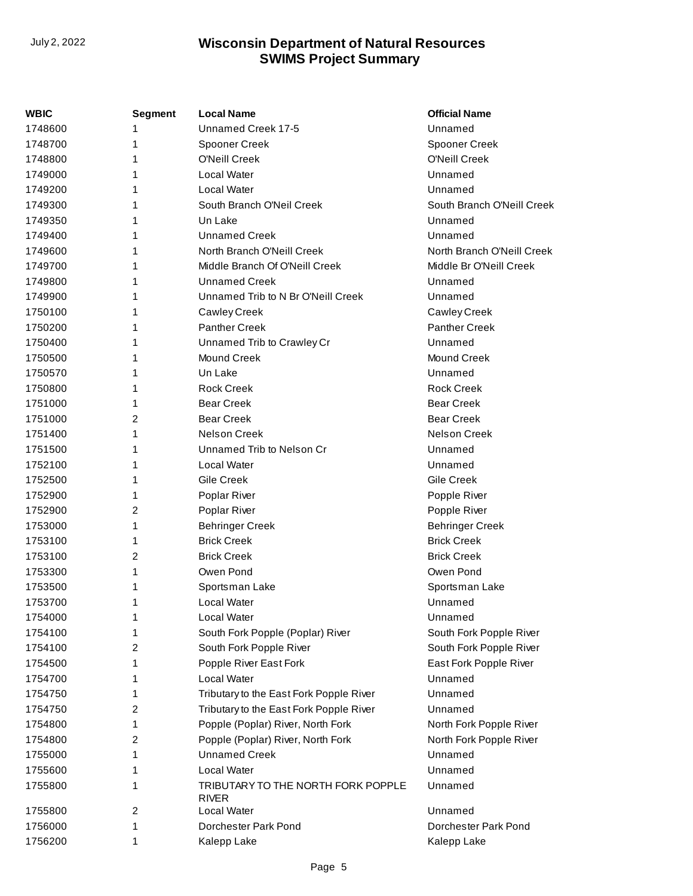| WBIC | Segment | Local Name | Official Name |
|---|---|---|---|
| 1748600 | 1 | Unnamed Creek 17-5 | Unnamed |
| 1748700 | 1 | Spooner Creek | Spooner Creek |
| 1748800 | 1 | O'Neill Creek | O'Neill Creek |
| 1749000 | 1 | Local Water | Unnamed |
| 1749200 | 1 | Local Water | Unnamed |
| 1749300 | 1 | South Branch O'Neil Creek | South Branch O'Neill Creek |
| 1749350 | 1 | Un Lake | Unnamed |
| 1749400 | 1 | Unnamed Creek | Unnamed |
| 1749600 | 1 | North Branch O'Neill Creek | North Branch O'Neill Creek |
| 1749700 | 1 | Middle Branch Of O'Neill Creek | Middle Br O'Neill Creek |
| 1749800 | 1 | Unnamed Creek | Unnamed |
| 1749900 | 1 | Unnamed Trib to N Br O'Neill Creek | Unnamed |
| 1750100 | 1 | Cawley Creek | Cawley Creek |
| 1750200 | 1 | Panther Creek | Panther Creek |
| 1750400 | 1 | Unnamed Trib to Crawley Cr | Unnamed |
| 1750500 | 1 | Mound Creek | Mound Creek |
| 1750570 | 1 | Un Lake | Unnamed |
| 1750800 | 1 | Rock Creek | Rock Creek |
| 1751000 | 1 | Bear Creek | Bear Creek |
| 1751000 | 2 | Bear Creek | Bear Creek |
| 1751400 | 1 | Nelson Creek | Nelson Creek |
| 1751500 | 1 | Unnamed Trib to Nelson Cr | Unnamed |
| 1752100 | 1 | Local Water | Unnamed |
| 1752500 | 1 | Gile Creek | Gile Creek |
| 1752900 | 1 | Poplar River | Popple River |
| 1752900 | 2 | Poplar River | Popple River |
| 1753000 | 1 | Behringer Creek | Behringer Creek |
| 1753100 | 1 | Brick Creek | Brick Creek |
| 1753100 | 2 | Brick Creek | Brick Creek |
| 1753300 | 1 | Owen Pond | Owen Pond |
| 1753500 | 1 | Sportsman Lake | Sportsman Lake |
| 1753700 | 1 | Local Water | Unnamed |
| 1754000 | 1 | Local Water | Unnamed |
| 1754100 | 1 | South Fork Popple (Poplar) River | South Fork Popple River |
| 1754100 | 2 | South Fork Popple River | South Fork Popple River |
| 1754500 | 1 | Popple River East Fork | East Fork Popple River |
| 1754700 | 1 | Local Water | Unnamed |
| 1754750 | 1 | Tributary to the East Fork Popple River | Unnamed |
| 1754750 | 2 | Tributary to the East Fork Popple River | Unnamed |
| 1754800 | 1 | Popple (Poplar) River, North Fork | North Fork Popple River |
| 1754800 | 2 | Popple (Poplar) River, North Fork | North Fork Popple River |
| 1755000 | 1 | Unnamed Creek | Unnamed |
| 1755600 | 1 | Local Water | Unnamed |
| 1755800 | 1 | TRIBUTARY TO THE NORTH FORK POPPLE RIVER | Unnamed |
| 1755800 | 2 | Local Water | Unnamed |
| 1756000 | 1 | Dorchester Park Pond | Dorchester Park Pond |
| 1756200 | 1 | Kalepp Lake | Kalepp Lake |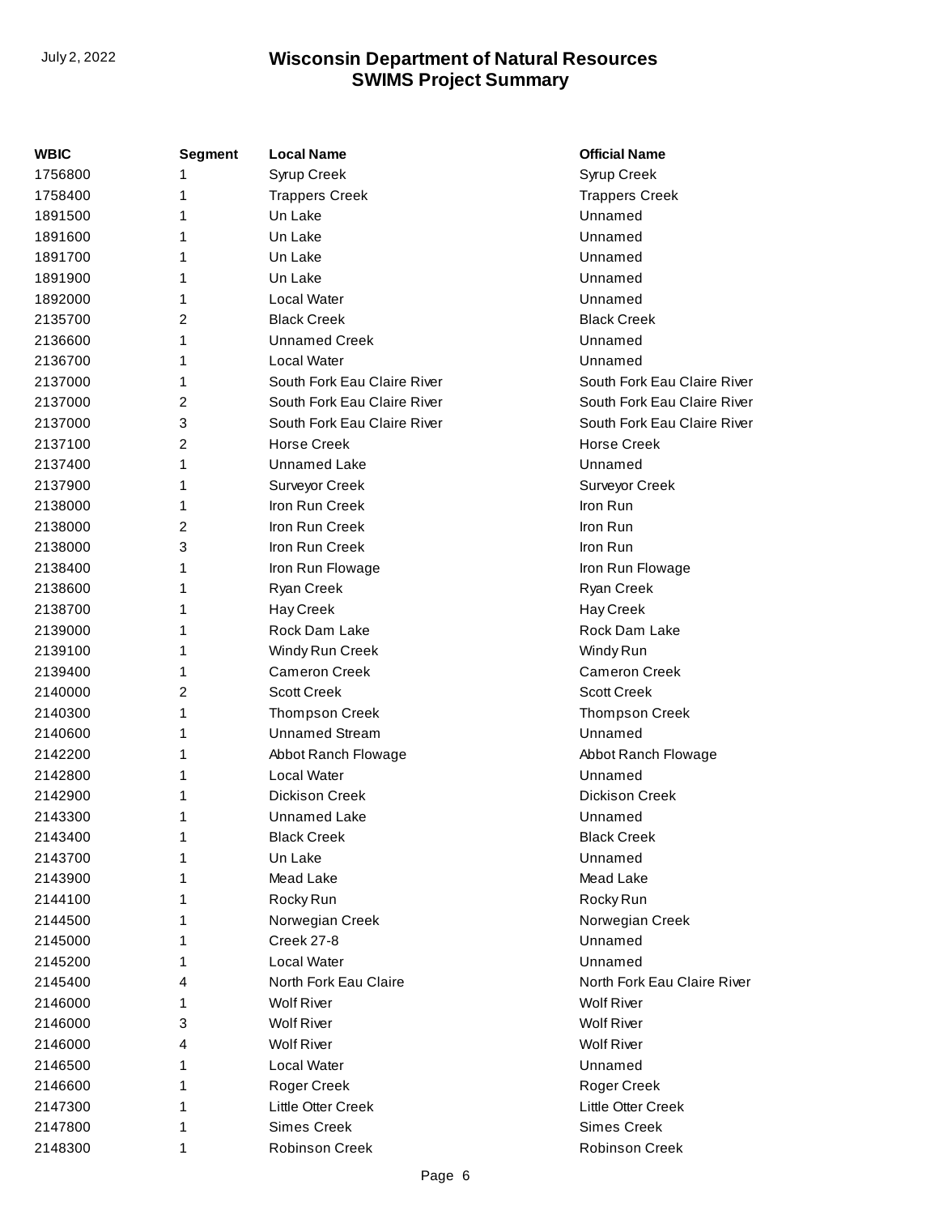| WBIC | Segment | Local Name | Official Name |
|---|---|---|---|
| 1756800 | 1 | Syrup Creek | Syrup Creek |
| 1758400 | 1 | Trappers Creek | Trappers Creek |
| 1891500 | 1 | Un Lake | Unnamed |
| 1891600 | 1 | Un Lake | Unnamed |
| 1891700 | 1 | Un Lake | Unnamed |
| 1891900 | 1 | Un Lake | Unnamed |
| 1892000 | 1 | Local Water | Unnamed |
| 2135700 | 2 | Black Creek | Black Creek |
| 2136600 | 1 | Unnamed Creek | Unnamed |
| 2136700 | 1 | Local Water | Unnamed |
| 2137000 | 1 | South Fork Eau Claire River | South Fork Eau Claire River |
| 2137000 | 2 | South Fork Eau Claire River | South Fork Eau Claire River |
| 2137000 | 3 | South Fork Eau Claire River | South Fork Eau Claire River |
| 2137100 | 2 | Horse Creek | Horse Creek |
| 2137400 | 1 | Unnamed Lake | Unnamed |
| 2137900 | 1 | Surveyor Creek | Surveyor Creek |
| 2138000 | 1 | Iron Run Creek | Iron Run |
| 2138000 | 2 | Iron Run Creek | Iron Run |
| 2138000 | 3 | Iron Run Creek | Iron Run |
| 2138400 | 1 | Iron Run Flowage | Iron Run Flowage |
| 2138600 | 1 | Ryan Creek | Ryan Creek |
| 2138700 | 1 | Hay Creek | Hay Creek |
| 2139000 | 1 | Rock Dam Lake | Rock Dam Lake |
| 2139100 | 1 | Windy Run Creek | Windy Run |
| 2139400 | 1 | Cameron Creek | Cameron Creek |
| 2140000 | 2 | Scott Creek | Scott Creek |
| 2140300 | 1 | Thompson Creek | Thompson Creek |
| 2140600 | 1 | Unnamed Stream | Unnamed |
| 2142200 | 1 | Abbot Ranch Flowage | Abbot Ranch Flowage |
| 2142800 | 1 | Local Water | Unnamed |
| 2142900 | 1 | Dickison Creek | Dickison Creek |
| 2143300 | 1 | Unnamed Lake | Unnamed |
| 2143400 | 1 | Black Creek | Black Creek |
| 2143700 | 1 | Un Lake | Unnamed |
| 2143900 | 1 | Mead Lake | Mead Lake |
| 2144100 | 1 | Rocky Run | Rocky Run |
| 2144500 | 1 | Norwegian Creek | Norwegian Creek |
| 2145000 | 1 | Creek 27-8 | Unnamed |
| 2145200 | 1 | Local Water | Unnamed |
| 2145400 | 4 | North Fork Eau Claire | North Fork Eau Claire River |
| 2146000 | 1 | Wolf River | Wolf River |
| 2146000 | 3 | Wolf River | Wolf River |
| 2146000 | 4 | Wolf River | Wolf River |
| 2146500 | 1 | Local Water | Unnamed |
| 2146600 | 1 | Roger Creek | Roger Creek |
| 2147300 | 1 | Little Otter Creek | Little Otter Creek |
| 2147800 | 1 | Simes Creek | Simes Creek |
| 2148300 | 1 | Robinson Creek | Robinson Creek |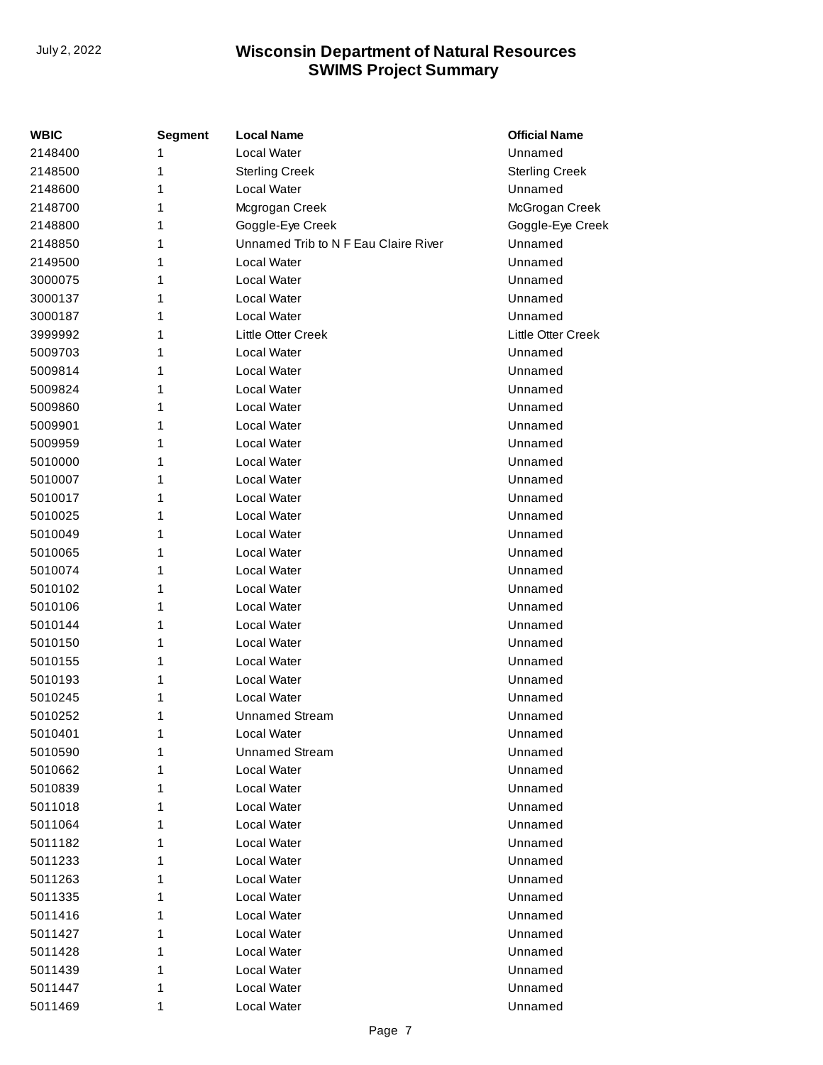| WBIC | Segment | Local Name | Official Name |
|---|---|---|---|
| 2148400 | 1 | Local Water | Unnamed |
| 2148500 | 1 | Sterling Creek | Sterling Creek |
| 2148600 | 1 | Local Water | Unnamed |
| 2148700 | 1 | Mcgrogan Creek | McGrogan Creek |
| 2148800 | 1 | Goggle-Eye Creek | Goggle-Eye Creek |
| 2148850 | 1 | Unnamed Trib to N F Eau Claire River | Unnamed |
| 2149500 | 1 | Local Water | Unnamed |
| 3000075 | 1 | Local Water | Unnamed |
| 3000137 | 1 | Local Water | Unnamed |
| 3000187 | 1 | Local Water | Unnamed |
| 3999992 | 1 | Little Otter Creek | Little Otter Creek |
| 5009703 | 1 | Local Water | Unnamed |
| 5009814 | 1 | Local Water | Unnamed |
| 5009824 | 1 | Local Water | Unnamed |
| 5009860 | 1 | Local Water | Unnamed |
| 5009901 | 1 | Local Water | Unnamed |
| 5009959 | 1 | Local Water | Unnamed |
| 5010000 | 1 | Local Water | Unnamed |
| 5010007 | 1 | Local Water | Unnamed |
| 5010017 | 1 | Local Water | Unnamed |
| 5010025 | 1 | Local Water | Unnamed |
| 5010049 | 1 | Local Water | Unnamed |
| 5010065 | 1 | Local Water | Unnamed |
| 5010074 | 1 | Local Water | Unnamed |
| 5010102 | 1 | Local Water | Unnamed |
| 5010106 | 1 | Local Water | Unnamed |
| 5010144 | 1 | Local Water | Unnamed |
| 5010150 | 1 | Local Water | Unnamed |
| 5010155 | 1 | Local Water | Unnamed |
| 5010193 | 1 | Local Water | Unnamed |
| 5010245 | 1 | Local Water | Unnamed |
| 5010252 | 1 | Unnamed Stream | Unnamed |
| 5010401 | 1 | Local Water | Unnamed |
| 5010590 | 1 | Unnamed Stream | Unnamed |
| 5010662 | 1 | Local Water | Unnamed |
| 5010839 | 1 | Local Water | Unnamed |
| 5011018 | 1 | Local Water | Unnamed |
| 5011064 | 1 | Local Water | Unnamed |
| 5011182 | 1 | Local Water | Unnamed |
| 5011233 | 1 | Local Water | Unnamed |
| 5011263 | 1 | Local Water | Unnamed |
| 5011335 | 1 | Local Water | Unnamed |
| 5011416 | 1 | Local Water | Unnamed |
| 5011427 | 1 | Local Water | Unnamed |
| 5011428 | 1 | Local Water | Unnamed |
| 5011439 | 1 | Local Water | Unnamed |
| 5011447 | 1 | Local Water | Unnamed |
| 5011469 | 1 | Local Water | Unnamed |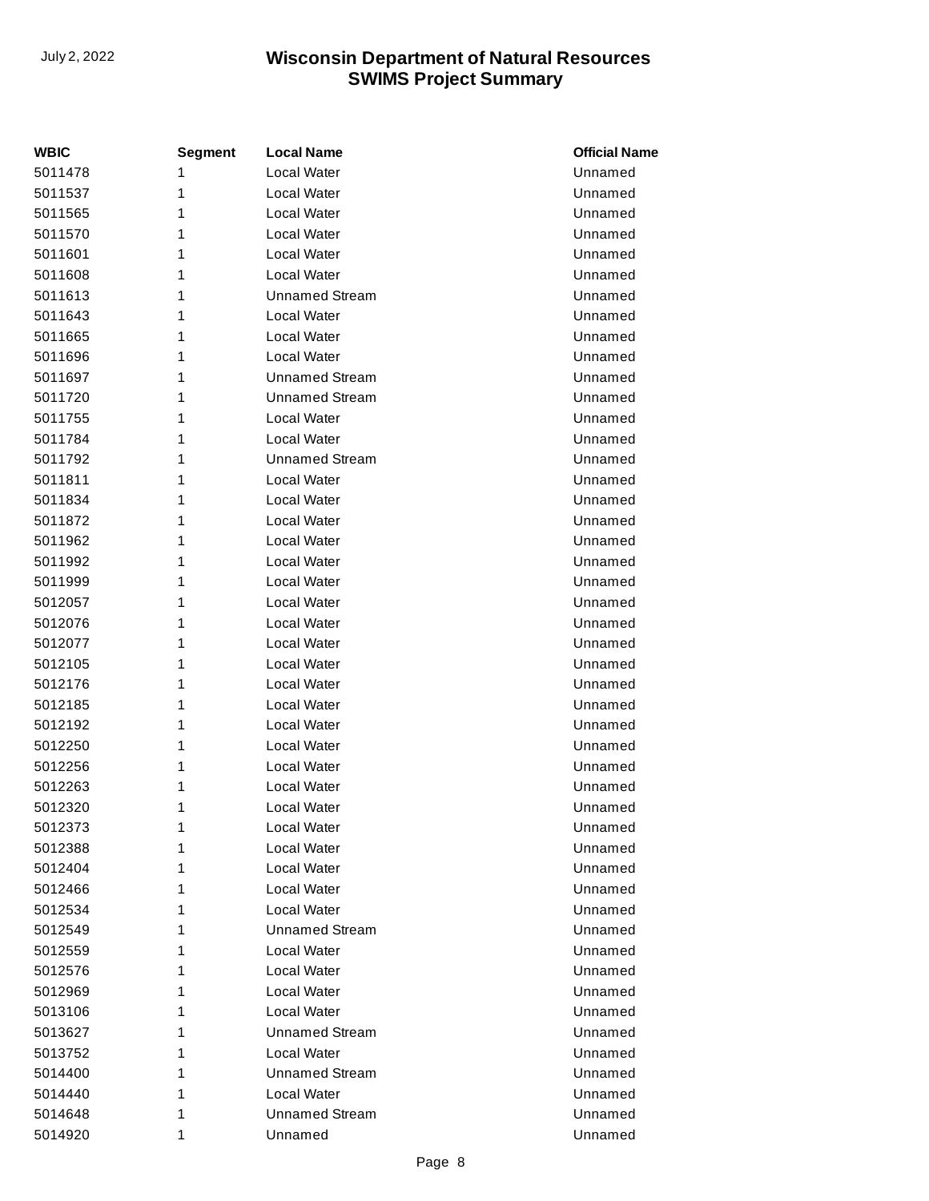| WBIC | Segment | Local Name | Official Name |
|---|---|---|---|
| 5011478 | 1 | Local Water | Unnamed |
| 5011537 | 1 | Local Water | Unnamed |
| 5011565 | 1 | Local Water | Unnamed |
| 5011570 | 1 | Local Water | Unnamed |
| 5011601 | 1 | Local Water | Unnamed |
| 5011608 | 1 | Local Water | Unnamed |
| 5011613 | 1 | Unnamed Stream | Unnamed |
| 5011643 | 1 | Local Water | Unnamed |
| 5011665 | 1 | Local Water | Unnamed |
| 5011696 | 1 | Local Water | Unnamed |
| 5011697 | 1 | Unnamed Stream | Unnamed |
| 5011720 | 1 | Unnamed Stream | Unnamed |
| 5011755 | 1 | Local Water | Unnamed |
| 5011784 | 1 | Local Water | Unnamed |
| 5011792 | 1 | Unnamed Stream | Unnamed |
| 5011811 | 1 | Local Water | Unnamed |
| 5011834 | 1 | Local Water | Unnamed |
| 5011872 | 1 | Local Water | Unnamed |
| 5011962 | 1 | Local Water | Unnamed |
| 5011992 | 1 | Local Water | Unnamed |
| 5011999 | 1 | Local Water | Unnamed |
| 5012057 | 1 | Local Water | Unnamed |
| 5012076 | 1 | Local Water | Unnamed |
| 5012077 | 1 | Local Water | Unnamed |
| 5012105 | 1 | Local Water | Unnamed |
| 5012176 | 1 | Local Water | Unnamed |
| 5012185 | 1 | Local Water | Unnamed |
| 5012192 | 1 | Local Water | Unnamed |
| 5012250 | 1 | Local Water | Unnamed |
| 5012256 | 1 | Local Water | Unnamed |
| 5012263 | 1 | Local Water | Unnamed |
| 5012320 | 1 | Local Water | Unnamed |
| 5012373 | 1 | Local Water | Unnamed |
| 5012388 | 1 | Local Water | Unnamed |
| 5012404 | 1 | Local Water | Unnamed |
| 5012466 | 1 | Local Water | Unnamed |
| 5012534 | 1 | Local Water | Unnamed |
| 5012549 | 1 | Unnamed Stream | Unnamed |
| 5012559 | 1 | Local Water | Unnamed |
| 5012576 | 1 | Local Water | Unnamed |
| 5012969 | 1 | Local Water | Unnamed |
| 5013106 | 1 | Local Water | Unnamed |
| 5013627 | 1 | Unnamed Stream | Unnamed |
| 5013752 | 1 | Local Water | Unnamed |
| 5014400 | 1 | Unnamed Stream | Unnamed |
| 5014440 | 1 | Local Water | Unnamed |
| 5014648 | 1 | Unnamed Stream | Unnamed |
| 5014920 | 1 | Unnamed | Unnamed |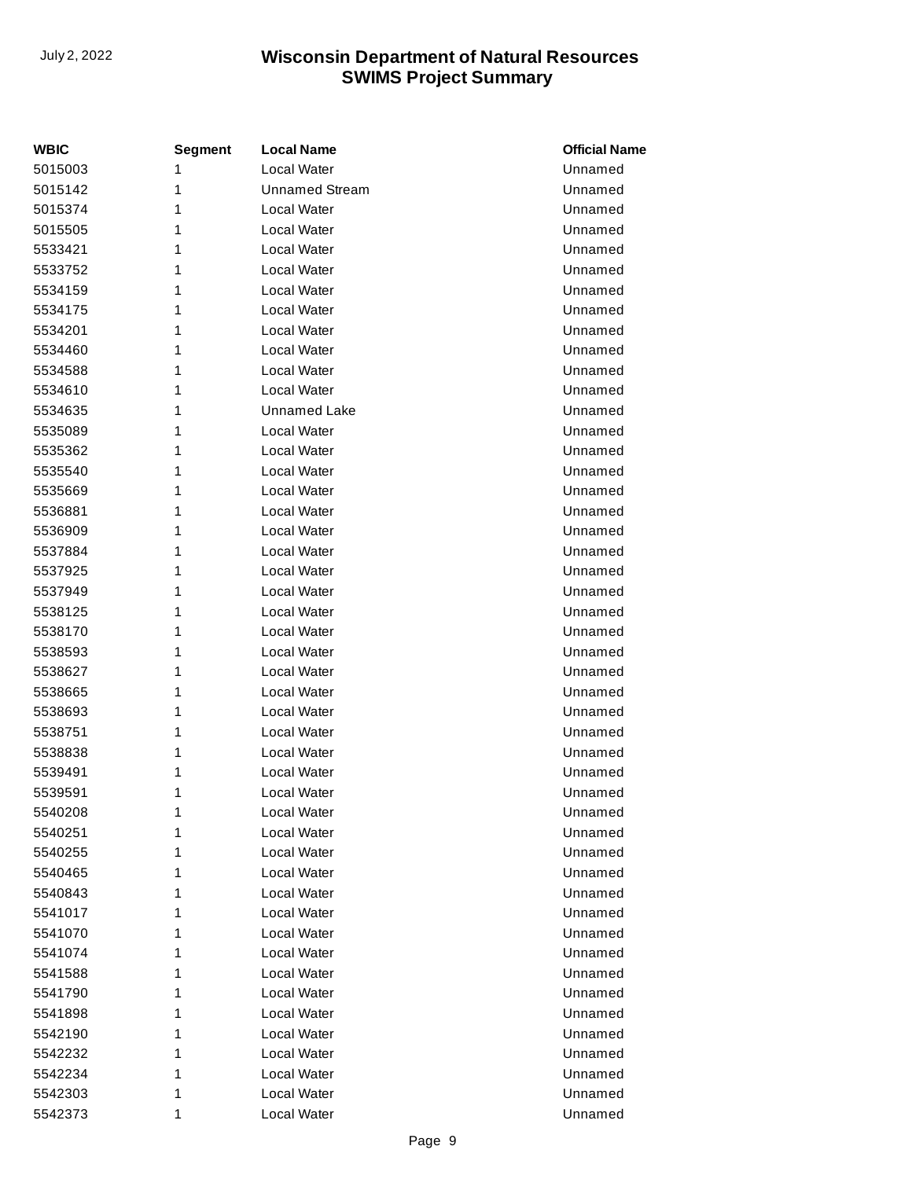| WBIC | Segment | Local Name | Official Name |
|---|---|---|---|
| 5015003 | 1 | Local Water | Unnamed |
| 5015142 | 1 | Unnamed Stream | Unnamed |
| 5015374 | 1 | Local Water | Unnamed |
| 5015505 | 1 | Local Water | Unnamed |
| 5533421 | 1 | Local Water | Unnamed |
| 5533752 | 1 | Local Water | Unnamed |
| 5534159 | 1 | Local Water | Unnamed |
| 5534175 | 1 | Local Water | Unnamed |
| 5534201 | 1 | Local Water | Unnamed |
| 5534460 | 1 | Local Water | Unnamed |
| 5534588 | 1 | Local Water | Unnamed |
| 5534610 | 1 | Local Water | Unnamed |
| 5534635 | 1 | Unnamed Lake | Unnamed |
| 5535089 | 1 | Local Water | Unnamed |
| 5535362 | 1 | Local Water | Unnamed |
| 5535540 | 1 | Local Water | Unnamed |
| 5535669 | 1 | Local Water | Unnamed |
| 5536881 | 1 | Local Water | Unnamed |
| 5536909 | 1 | Local Water | Unnamed |
| 5537884 | 1 | Local Water | Unnamed |
| 5537925 | 1 | Local Water | Unnamed |
| 5537949 | 1 | Local Water | Unnamed |
| 5538125 | 1 | Local Water | Unnamed |
| 5538170 | 1 | Local Water | Unnamed |
| 5538593 | 1 | Local Water | Unnamed |
| 5538627 | 1 | Local Water | Unnamed |
| 5538665 | 1 | Local Water | Unnamed |
| 5538693 | 1 | Local Water | Unnamed |
| 5538751 | 1 | Local Water | Unnamed |
| 5538838 | 1 | Local Water | Unnamed |
| 5539491 | 1 | Local Water | Unnamed |
| 5539591 | 1 | Local Water | Unnamed |
| 5540208 | 1 | Local Water | Unnamed |
| 5540251 | 1 | Local Water | Unnamed |
| 5540255 | 1 | Local Water | Unnamed |
| 5540465 | 1 | Local Water | Unnamed |
| 5540843 | 1 | Local Water | Unnamed |
| 5541017 | 1 | Local Water | Unnamed |
| 5541070 | 1 | Local Water | Unnamed |
| 5541074 | 1 | Local Water | Unnamed |
| 5541588 | 1 | Local Water | Unnamed |
| 5541790 | 1 | Local Water | Unnamed |
| 5541898 | 1 | Local Water | Unnamed |
| 5542190 | 1 | Local Water | Unnamed |
| 5542232 | 1 | Local Water | Unnamed |
| 5542234 | 1 | Local Water | Unnamed |
| 5542303 | 1 | Local Water | Unnamed |
| 5542373 | 1 | Local Water | Unnamed |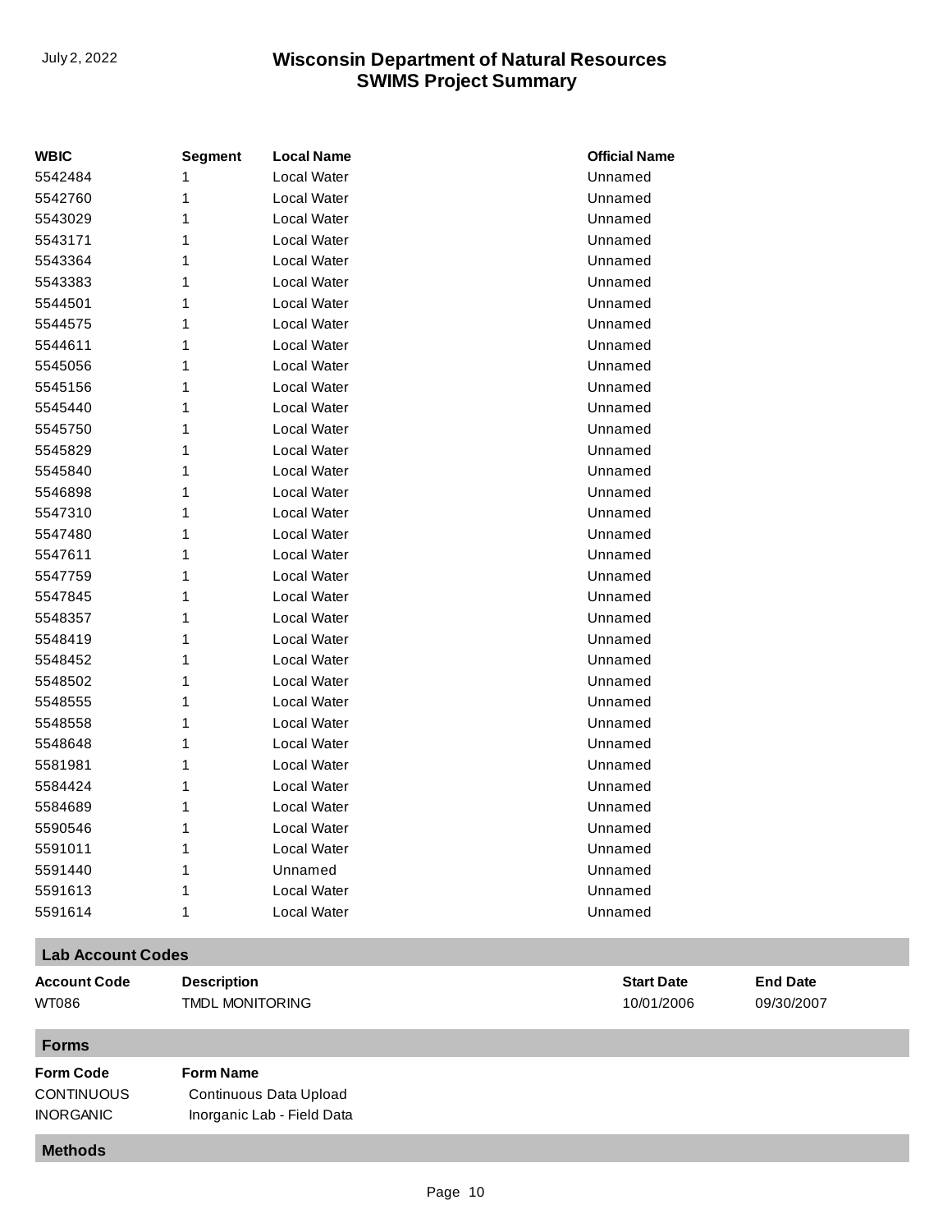| WBIC | Segment | Local Name | Official Name |
| --- | --- | --- | --- |
| 5542484 | 1 | Local Water | Unnamed |
| 5542760 | 1 | Local Water | Unnamed |
| 5543029 | 1 | Local Water | Unnamed |
| 5543171 | 1 | Local Water | Unnamed |
| 5543364 | 1 | Local Water | Unnamed |
| 5543383 | 1 | Local Water | Unnamed |
| 5544501 | 1 | Local Water | Unnamed |
| 5544575 | 1 | Local Water | Unnamed |
| 5544611 | 1 | Local Water | Unnamed |
| 5545056 | 1 | Local Water | Unnamed |
| 5545156 | 1 | Local Water | Unnamed |
| 5545440 | 1 | Local Water | Unnamed |
| 5545750 | 1 | Local Water | Unnamed |
| 5545829 | 1 | Local Water | Unnamed |
| 5545840 | 1 | Local Water | Unnamed |
| 5546898 | 1 | Local Water | Unnamed |
| 5547310 | 1 | Local Water | Unnamed |
| 5547480 | 1 | Local Water | Unnamed |
| 5547611 | 1 | Local Water | Unnamed |
| 5547759 | 1 | Local Water | Unnamed |
| 5547845 | 1 | Local Water | Unnamed |
| 5548357 | 1 | Local Water | Unnamed |
| 5548419 | 1 | Local Water | Unnamed |
| 5548452 | 1 | Local Water | Unnamed |
| 5548502 | 1 | Local Water | Unnamed |
| 5548555 | 1 | Local Water | Unnamed |
| 5548558 | 1 | Local Water | Unnamed |
| 5548648 | 1 | Local Water | Unnamed |
| 5581981 | 1 | Local Water | Unnamed |
| 5584424 | 1 | Local Water | Unnamed |
| 5584689 | 1 | Local Water | Unnamed |
| 5590546 | 1 | Local Water | Unnamed |
| 5591011 | 1 | Local Water | Unnamed |
| 5591440 | 1 | Unnamed | Unnamed |
| 5591613 | 1 | Local Water | Unnamed |
| 5591614 | 1 | Local Water | Unnamed |

## Lab Account Codes

| Account Code | Description | Start Date | End Date |
| --- | --- | --- | --- |
| WT086 | TMDL MONITORING | 10/01/2006 | 09/30/2007 |

## Forms

| Form Code | Form Name |
| --- | --- |
| CONTINUOUS | Continuous Data Upload |
| INORGANIC | Inorganic Lab - Field Data |

## Methods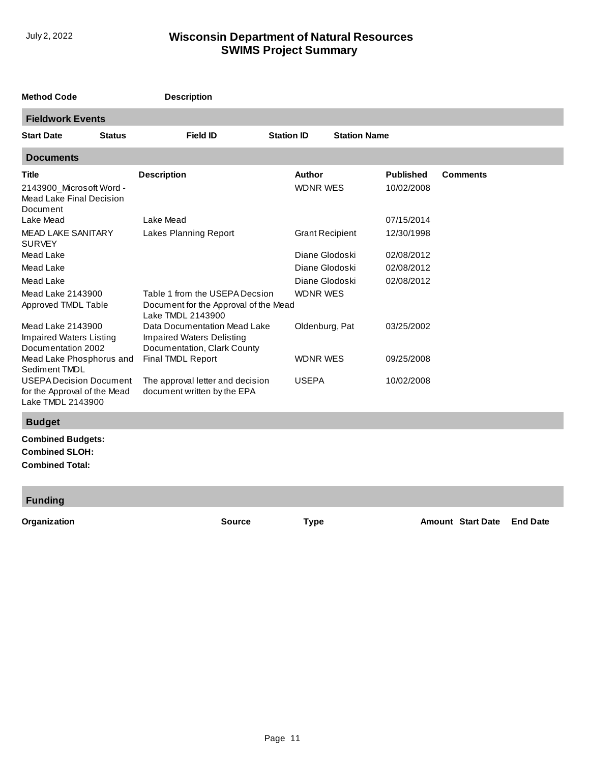| Method Code | Description |
|---|---|

## Fieldwork Events

| Start Date | Status | Field ID | Station ID | Station Name |
|---|---|---|---|---|

## Documents

| Title | Description | Author | Published | Comments |
|---|---|---|---|---|
| 2143900_Microsoft Word - Mead Lake Final Decision Document | | WDNR WES | 10/02/2008 | |
| Lake Mead | Lake Mead | | 07/15/2014 | |
| MEAD LAKE SANITARY SURVEY | Lakes Planning Report | Grant Recipient | 12/30/1998 | |
| Mead Lake | | Diane Glodoski | 02/08/2012 | |
| Mead Lake | | Diane Glodoski | 02/08/2012 | |
| Mead Lake | | Diane Glodoski | 02/08/2012 | |
| Mead Lake 2143900 Approved TMDL Table | Table 1 from the USEPA Decsion Document for the Approval of the Mead Lake TMDL 2143900 | WDNR WES | | |
| Mead Lake 2143900 Impaired Waters Listing Documentation 2002 | Data Documentation Mead Lake Impaired Waters Delisting Documentation, Clark County | Oldenburg, Pat | 03/25/2002 | |
| Mead Lake Phosphorus and Sediment TMDL | Final TMDL Report | WDNR WES | 09/25/2008 | |
| USEPA Decision Document for the Approval of the Mead Lake TMDL 2143900 | The approval letter and decision document written by the EPA | USEPA | 10/02/2008 | |

## Budget

**Combined Budgets:**

**Combined SLOH:**

**Combined Total:**

## Funding

| Organization | Source | Type | Amount | Start Date | End Date |
|---|---|---|---|---|---|